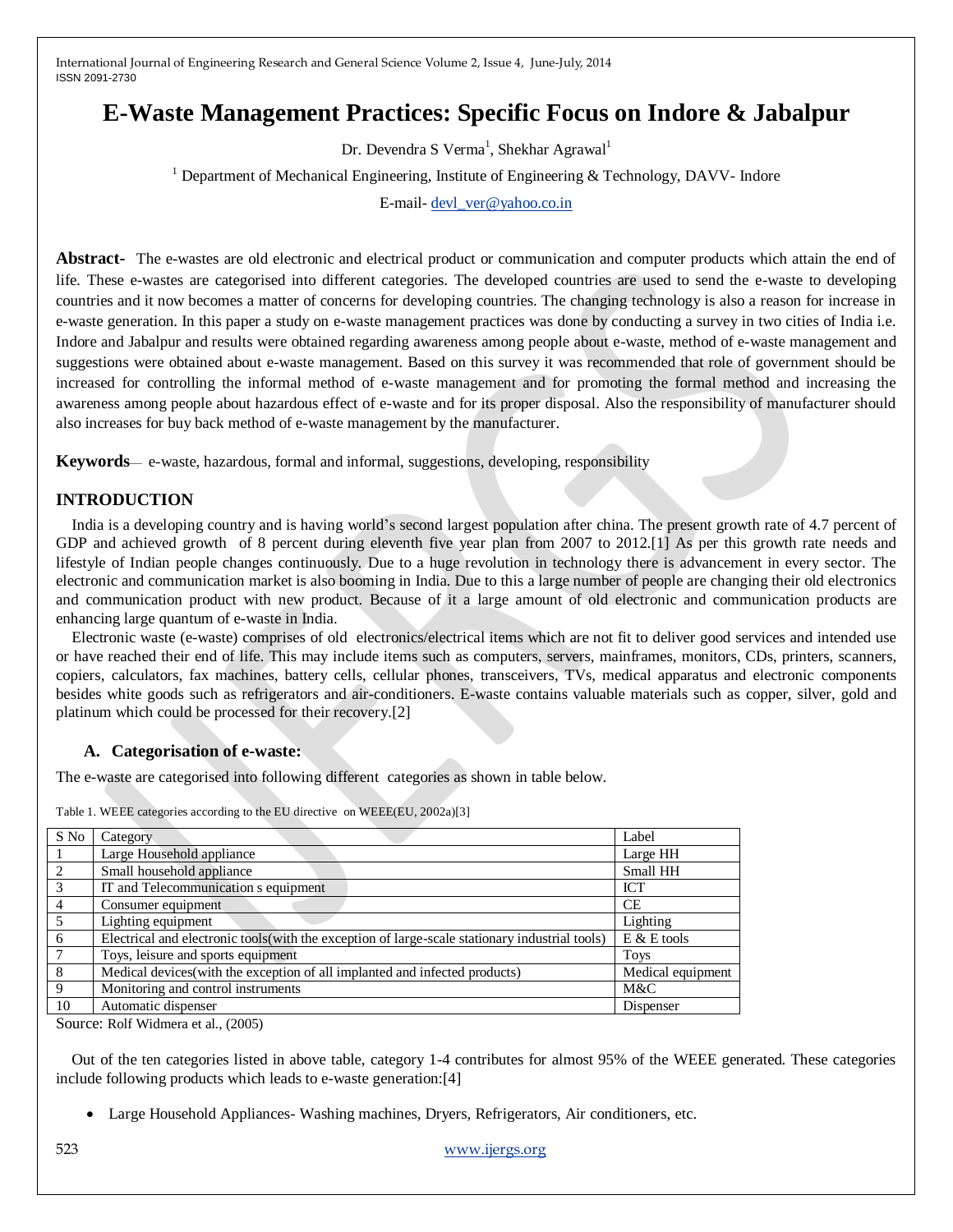# E-Waste Management Practices: Specific Focus on Indore & Jabalpur

Dr. Devendra S Verma[1], Shekhar Agrawal[1]

[1] Department of Mechanical Engineering, Institute of Engineering & Technology, DAVV- Indore

E-mail- devl_ver@yahoo.co.in

**Abstract-** The e-wastes are old electronic and electrical product or communication and computer products which attain the end of life. These e-wastes are categorised into different categories. The developed countries are used to send the e-waste to developing countries and it now becomes a matter of concerns for developing countries. The changing technology is also a reason for increase in e-waste generation. In this paper a study on e-waste management practices was done by conducting a survey in two cities of India i.e. Indore and Jabalpur and results were obtained regarding awareness among people about e-waste, method of e-waste management and suggestions were obtained about e-waste management. Based on this survey it was recommended that role of government should be increased for controlling the informal method of e-waste management and for promoting the formal method and increasing the awareness among people about hazardous effect of e-waste and for its proper disposal. Also the responsibility of manufacturer should also increases for buy back method of e-waste management by the manufacturer.

**Keywords**— e-waste, hazardous, formal and informal, suggestions, developing, responsibility

## INTRODUCTION

India is a developing country and is having world's second largest population after china. The present growth rate of 4.7 percent of GDP and achieved growth of 8 percent during eleventh five year plan from 2007 to 2012.[1] As per this growth rate needs and lifestyle of Indian people changes continuously. Due to a huge revolution in technology there is advancement in every sector. The electronic and communication market is also booming in India. Due to this a large number of people are changing their old electronics and communication product with new product. Because of it a large amount of old electronic and communication products are enhancing large quantum of e-waste in India.

Electronic waste (e-waste) comprises of old electronics/electrical items which are not fit to deliver good services and intended use or have reached their end of life. This may include items such as computers, servers, mainframes, monitors, CDs, printers, scanners, copiers, calculators, fax machines, battery cells, cellular phones, transceivers, TVs, medical apparatus and electronic components besides white goods such as refrigerators and air-conditioners. E-waste contains valuable materials such as copper, silver, gold and platinum which could be processed for their recovery.[2]

### A. Categorisation of e-waste:

The e-waste are categorised into following different categories as shown in table below.

Table 1. WEEE categories according to the EU directive on WEEE(EU, 2002a)[3]

| S No | Category | Label |
|---|---|---|
| 1 | Large Household appliance | Large HH |
| 2 | Small household appliance | Small HH |
| 3 | IT and Telecommunication s equipment | ICT |
| 4 | Consumer equipment | CE |
| 5 | Lighting equipment | Lighting |
| 6 | Electrical and electronic tools(with the exception of large-scale stationary industrial tools) | E & E tools |
| 7 | Toys, leisure and sports equipment | Toys |
| 8 | Medical devices(with the exception of all implanted and infected products) | Medical equipment |
| 9 | Monitoring and control instruments | M&C |
| 10 | Automatic dispenser | Dispenser |

Source: Rolf Widmera et al., (2005)

Out of the ten categories listed in above table, category 1-4 contributes for almost 95% of the WEEE generated. These categories include following products which leads to e-waste generation:[4]

- Large Household Appliances- Washing machines, Dryers, Refrigerators, Air conditioners, etc.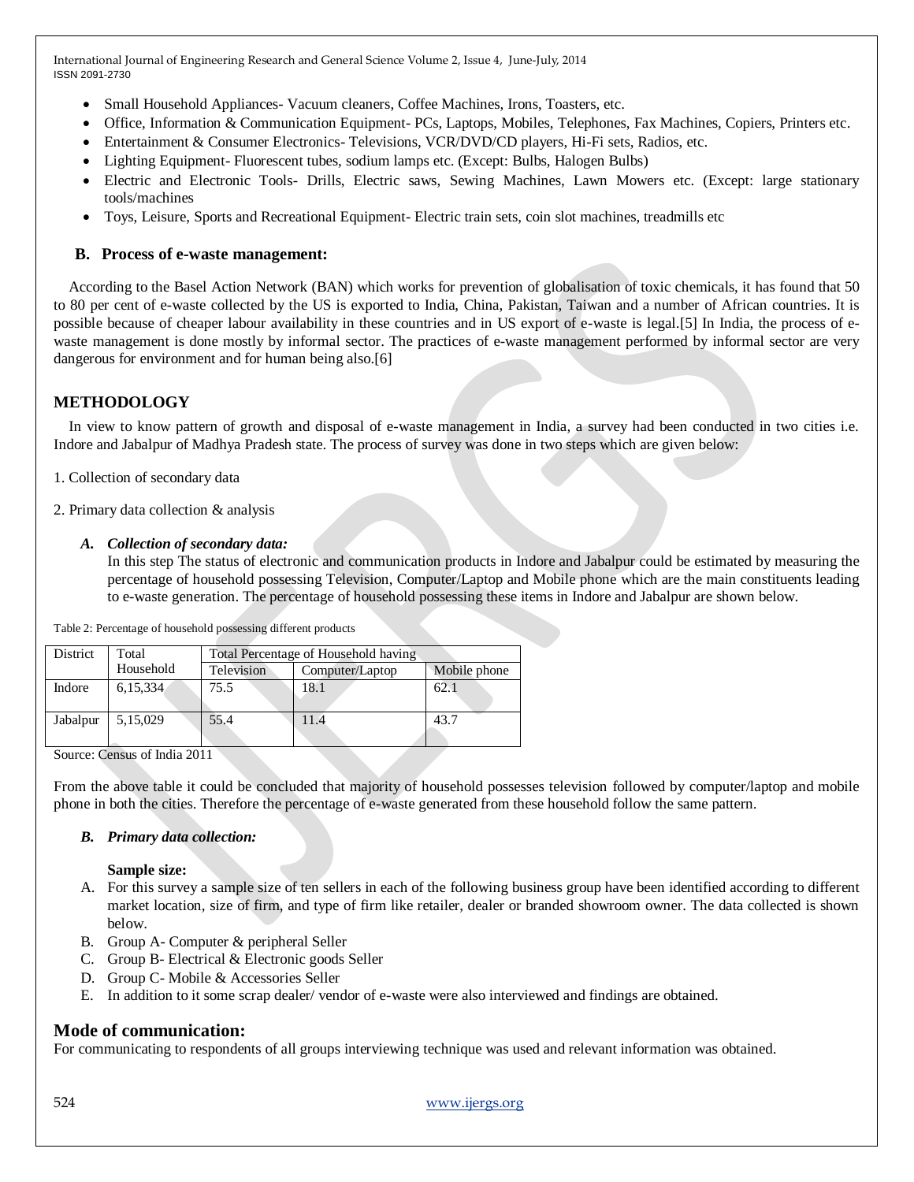- Small Household Appliances- Vacuum cleaners, Coffee Machines, Irons, Toasters, etc.
- Office, Information & Communication Equipment- PCs, Laptops, Mobiles, Telephones, Fax Machines, Copiers, Printers etc.
- Entertainment & Consumer Electronics- Televisions, VCR/DVD/CD players, Hi-Fi sets, Radios, etc.
- Lighting Equipment- Fluorescent tubes, sodium lamps etc. (Except: Bulbs, Halogen Bulbs)
- Electric and Electronic Tools- Drills, Electric saws, Sewing Machines, Lawn Mowers etc. (Except: large stationary tools/machines
- Toys, Leisure, Sports and Recreational Equipment- Electric train sets, coin slot machines, treadmills etc

### B. Process of e-waste management:

According to the Basel Action Network (BAN) which works for prevention of globalisation of toxic chemicals, it has found that 50 to 80 per cent of e-waste collected by the US is exported to India, China, Pakistan, Taiwan and a number of African countries. It is possible because of cheaper labour availability in these countries and in US export of e-waste is legal.[5] In India, the process of e-waste management is done mostly by informal sector. The practices of e-waste management performed by informal sector are very dangerous for environment and for human being also.[6]

## METHODOLOGY

In view to know pattern of growth and disposal of e-waste management in India, a survey had been conducted in two cities i.e. Indore and Jabalpur of Madhya Pradesh state. The process of survey was done in two steps which are given below:

1. Collection of secondary data

2. Primary data collection & analysis

### *A. Collection of secondary data:*

In this step The status of electronic and communication products in Indore and Jabalpur could be estimated by measuring the percentage of household possessing Television, Computer/Laptop and Mobile phone which are the main constituents leading to e-waste generation. The percentage of household possessing these items in Indore and Jabalpur are shown below.

Table 2: Percentage of household possessing different products

| District | Total Household | Total Percentage of Household having | | |
|---|---|---|---|---|
| | | Television | Computer/Laptop | Mobile phone |
| Indore | 6,15,334 | 75.5 | 18.1 | 62.1 |
| Jabalpur | 5,15,029 | 55.4 | 11.4 | 43.7 |

Source: Census of India 2011

From the above table it could be concluded that majority of household possesses television followed by computer/laptop and mobile phone in both the cities. Therefore the percentage of e-waste generated from these household follow the same pattern.

### *B. Primary data collection:*

**Sample size:**

A. For this survey a sample size of ten sellers in each of the following business group have been identified according to different market location, size of firm, and type of firm like retailer, dealer or branded showroom owner. The data collected is shown below.
B. Group A- Computer & peripheral Seller
C. Group B- Electrical & Electronic goods Seller
D. Group C- Mobile & Accessories Seller
E. In addition to it some scrap dealer/ vendor of e-waste were also interviewed and findings are obtained.

## Mode of communication:

For communicating to respondents of all groups interviewing technique was used and relevant information was obtained.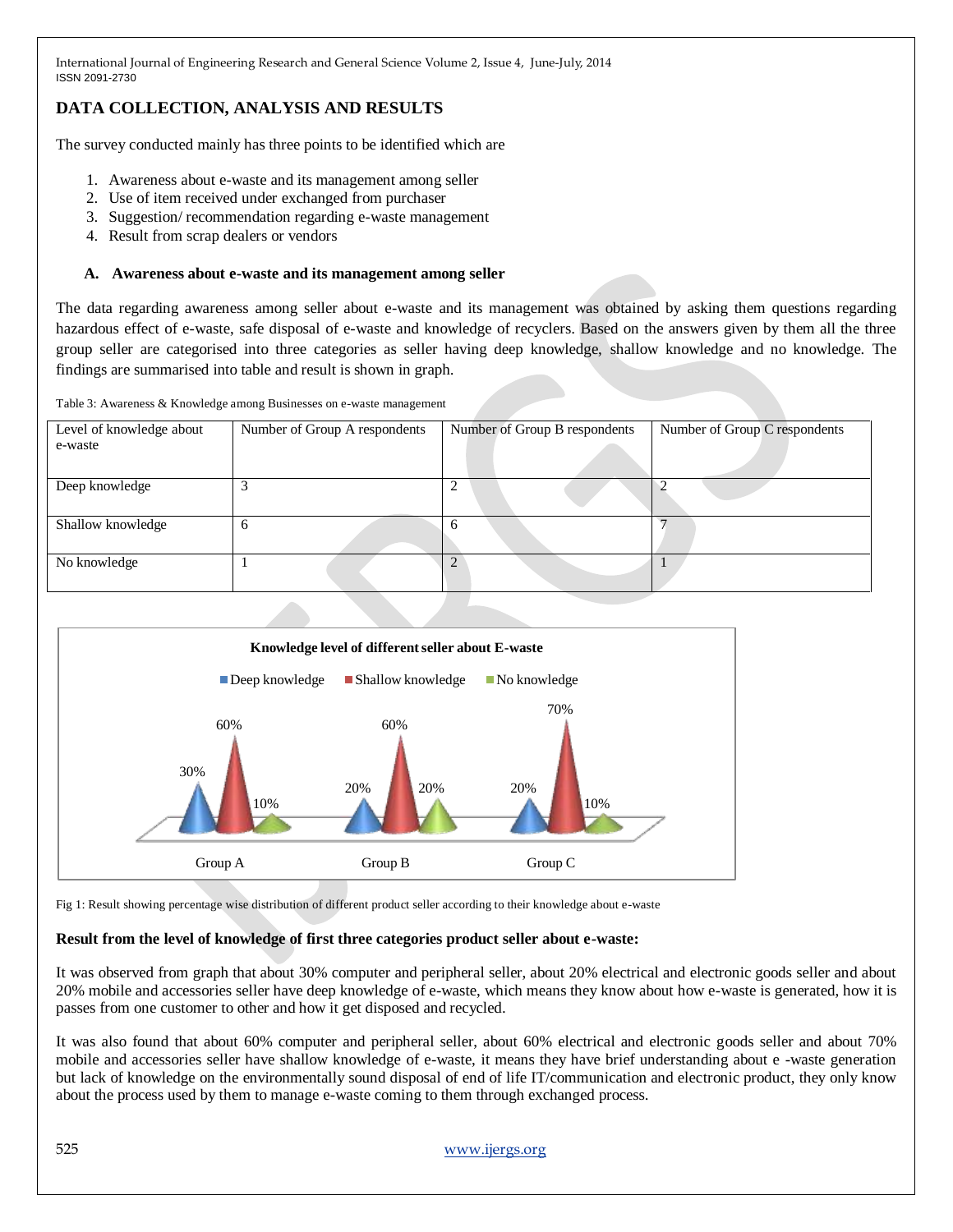## DATA COLLECTION, ANALYSIS AND RESULTS

The survey conducted mainly has three points to be identified which are

1. Awareness about e-waste and its management among seller
2. Use of item received under exchanged from purchaser
3. Suggestion/ recommendation regarding e-waste management
4. Result from scrap dealers or vendors

### A. Awareness about e-waste and its management among seller

The data regarding awareness among seller about e-waste and its management was obtained by asking them questions regarding hazardous effect of e-waste, safe disposal of e-waste and knowledge of recyclers. Based on the answers given by them all the three group seller are categorised into three categories as seller having deep knowledge, shallow knowledge and no knowledge. The findings are summarised into table and result is shown in graph.

Table 3: Awareness & Knowledge among Businesses on e-waste management

| Level of knowledge about e-waste | Number of Group A respondents | Number of Group B respondents | Number of Group C respondents |
|---|---|---|---|
| Deep knowledge | 3 | 2 | 2 |
| Shallow knowledge | 6 | 6 | 7 |
| No knowledge | 1 | 2 | 1 |

Knowledge level of different seller about E-waste

| | Deep knowledge | Shallow knowledge | No knowledge |
|---|---|---|---|
| Group A | 30% | 60% | 10% |
| Group B | 20% | 60% | 20% |
| Group C | 20% | 70% | 10% |

Fig 1: Result showing percentage wise distribution of different product seller according to their knowledge about e-waste

**Result from the level of knowledge of first three categories product seller about e-waste:**

It was observed from graph that about 30% computer and peripheral seller, about 20% electrical and electronic goods seller and about 20% mobile and accessories seller have deep knowledge of e-waste, which means they know about how e-waste is generated, how it is passes from one customer to other and how it get disposed and recycled.

It was also found that about 60% computer and peripheral seller, about 60% electrical and electronic goods seller and about 70% mobile and accessories seller have shallow knowledge of e-waste, it means they have brief understanding about e -waste generation but lack of knowledge on the environmentally sound disposal of end of life IT/communication and electronic product, they only know about the process used by them to manage e-waste coming to them through exchanged process.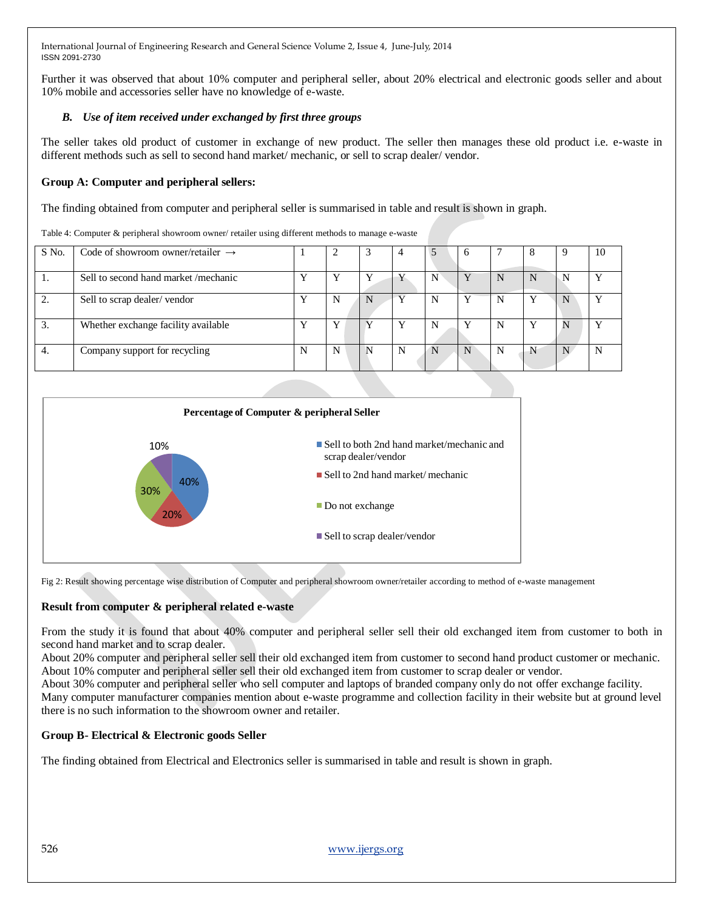Further it was observed that about 10% computer and peripheral seller, about 20% electrical and electronic goods seller and about 10% mobile and accessories seller have no knowledge of e-waste.

### *B. Use of item received under exchanged by first three groups*

The seller takes old product of customer in exchange of new product. The seller then manages these old product i.e. e-waste in different methods such as sell to second hand market/ mechanic, or sell to scrap dealer/ vendor.

**Group A: Computer and peripheral sellers:**

The finding obtained from computer and peripheral seller is summarised in table and result is shown in graph.

Table 4: Computer & peripheral showroom owner/ retailer using different methods to manage e-waste

| S No. | Code of showroom owner/retailer → | 1 | 2 | 3 | 4 | 5 | 6 | 7 | 8 | 9 | 10 |
|---|---|---|---|---|---|---|---|---|---|---|---|
| 1. | Sell to second hand market /mechanic | Y | Y | Y | Y | N | Y | N | N | N | Y |
| 2. | Sell to scrap dealer/ vendor | Y | N | N | Y | N | Y | N | Y | N | Y |
| 3. | Whether exchange facility available | Y | Y | Y | Y | N | Y | N | Y | N | Y |
| 4. | Company support for recycling | N | N | N | N | N | N | N | N | N | N |

**Percentage of Computer & peripheral Seller**

| Method | Percentage |
|---|---|
| Sell to both 2nd hand market/mechanic and scrap dealer/vendor | 40% |
| Sell to 2nd hand market/ mechanic | 20% |
| Do not exchange | 30% |
| Sell to scrap dealer/vendor | 10% |

Fig 2: Result showing percentage wise distribution of Computer and peripheral showroom owner/retailer according to method of e-waste management

**Result from computer & peripheral related e-waste**

From the study it is found that about 40% computer and peripheral seller sell their old exchanged item from customer to both in second hand market and to scrap dealer.
About 20% computer and peripheral seller sell their old exchanged item from customer to second hand product customer or mechanic.
About 10% computer and peripheral seller sell their old exchanged item from customer to scrap dealer or vendor.
About 30% computer and peripheral seller who sell computer and laptops of branded company only do not offer exchange facility.
Many computer manufacturer companies mention about e-waste programme and collection facility in their website but at ground level there is no such information to the showroom owner and retailer.

**Group B- Electrical & Electronic goods Seller**

The finding obtained from Electrical and Electronics seller is summarised in table and result is shown in graph.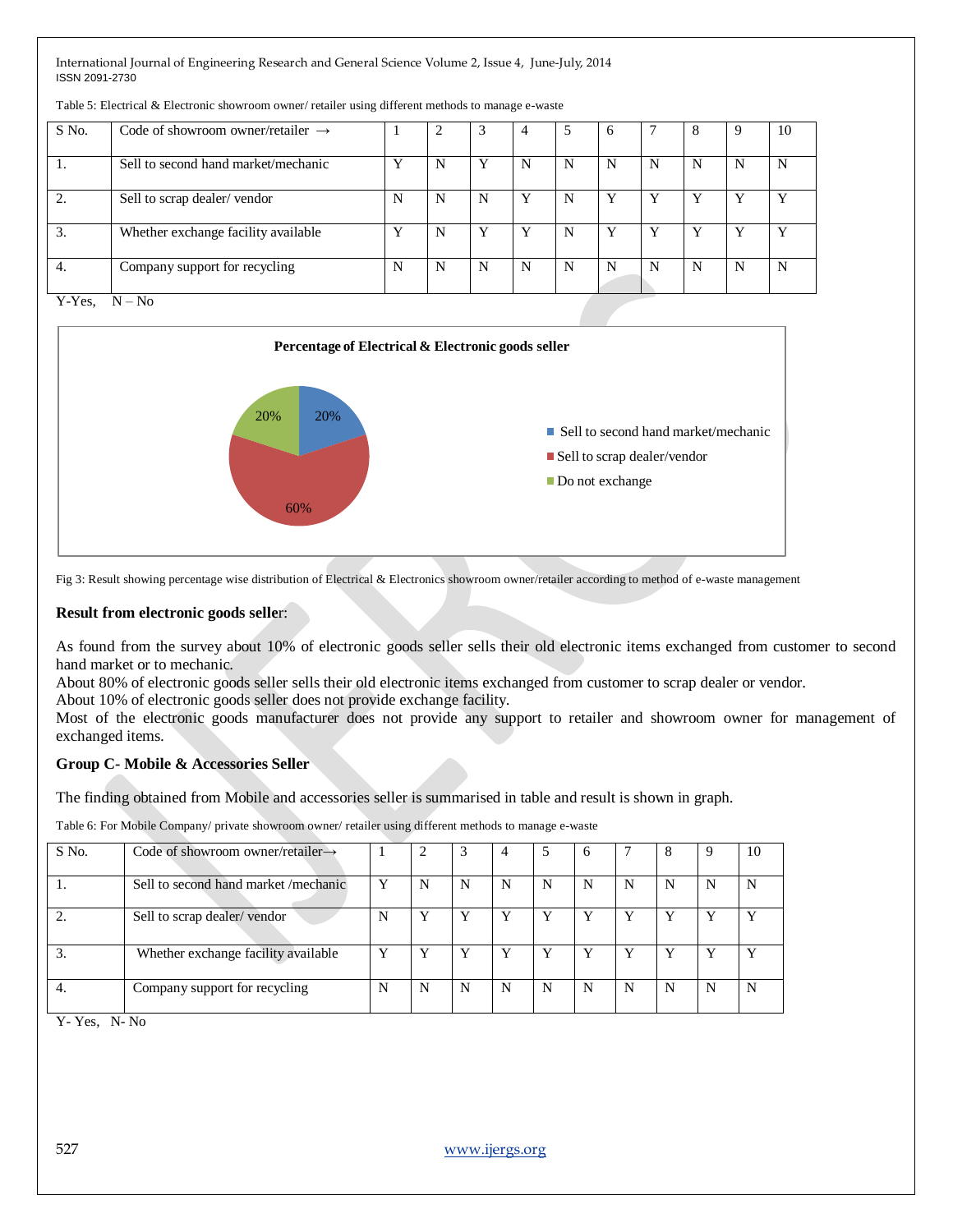Table 5: Electrical & Electronic showroom owner/ retailer using different methods to manage e-waste

| S No. | Code of showroom owner/retailer → | 1 | 2 | 3 | 4 | 5 | 6 | 7 | 8 | 9 | 10 |
|---|---|---|---|---|---|---|---|---|---|---|---|
| 1. | Sell to second hand market/mechanic | Y | N | Y | N | N | N | N | N | N | N |
| 2. | Sell to scrap dealer/ vendor | N | N | N | Y | N | Y | Y | Y | Y | Y |
| 3. | Whether exchange facility available | Y | N | Y | Y | N | Y | Y | Y | Y | Y |
| 4. | Company support for recycling | N | N | N | N | N | N | N | N | N | N |

Y-Yes, N – No

**Percentage of Electrical & Electronic goods seller**

- Sell to second hand market/mechanic: 20%
- Sell to scrap dealer/vendor: 60%
- Do not exchange: 20%

Fig 3: Result showing percentage wise distribution of Electrical & Electronics showroom owner/retailer according to method of e-waste management

**Result from electronic goods seller**:

As found from the survey about 10% of electronic goods seller sells their old electronic items exchanged from customer to second hand market or to mechanic.

About 80% of electronic goods seller sells their old electronic items exchanged from customer to scrap dealer or vendor.

About 10% of electronic goods seller does not provide exchange facility.

Most of the electronic goods manufacturer does not provide any support to retailer and showroom owner for management of exchanged items.

**Group C- Mobile & Accessories Seller**

The finding obtained from Mobile and accessories seller is summarised in table and result is shown in graph.

Table 6: For Mobile Company/ private showroom owner/ retailer using different methods to manage e-waste

| S No. | Code of showroom owner/retailer→ | 1 | 2 | 3 | 4 | 5 | 6 | 7 | 8 | 9 | 10 |
|---|---|---|---|---|---|---|---|---|---|---|---|
| 1. | Sell to second hand market /mechanic | Y | N | N | N | N | N | N | N | N | N |
| 2. | Sell to scrap dealer/ vendor | N | Y | Y | Y | Y | Y | Y | Y | Y | Y |
| 3. | Whether exchange facility available | Y | Y | Y | Y | Y | Y | Y | Y | Y | Y |
| 4. | Company support for recycling | N | N | N | N | N | N | N | N | N | N |

Y- Yes, N- No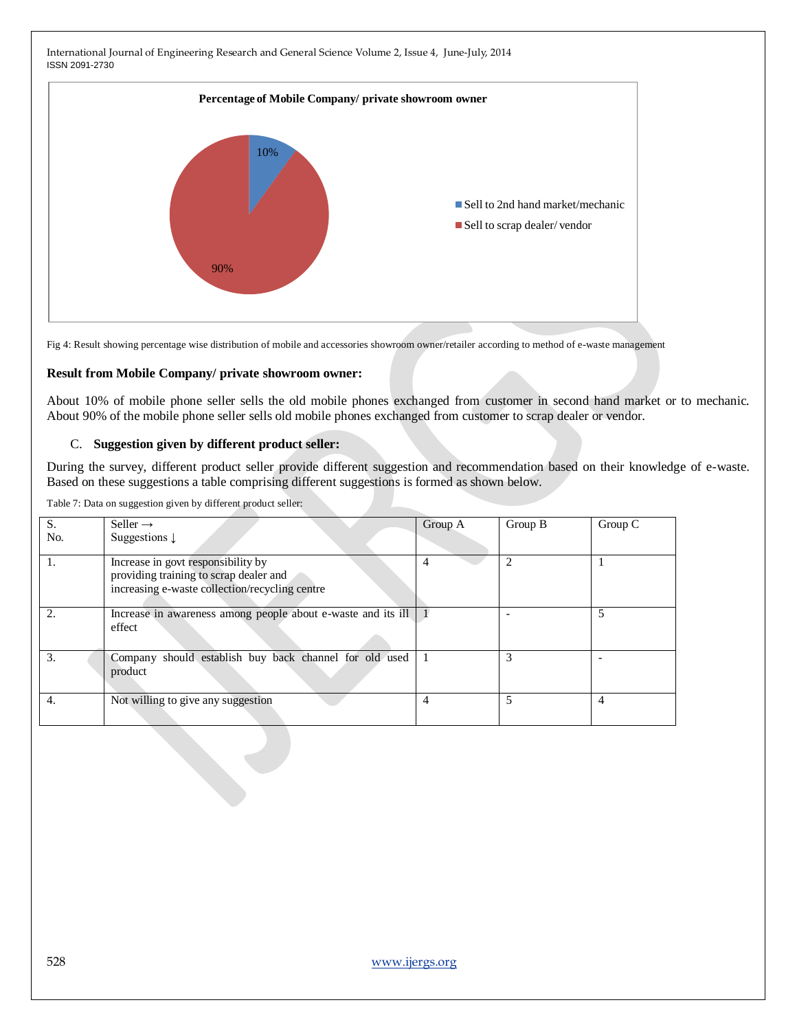Fig 4: Result showing percentage wise distribution of mobile and accessories showroom owner/retailer according to method of e-waste management

**Result from Mobile Company/ private showroom owner:**

About 10% of mobile phone seller sells the old mobile phones exchanged from customer in second hand market or to mechanic. About 90% of the mobile phone seller sells old mobile phones exchanged from customer to scrap dealer or vendor.

### C. Suggestion given by different product seller:

During the survey, different product seller provide different suggestion and recommendation based on their knowledge of e-waste. Based on these suggestions a table comprising different suggestions is formed as shown below.

Table 7: Data on suggestion given by different product seller:

| S. No. | Seller → Suggestions ↓ | Group A | Group B | Group C |
|---|---|---|---|---|
| 1. | Increase in govt responsibility by providing training to scrap dealer and increasing e-waste collection/recycling centre | 4 | 2 | 1 |
| 2. | Increase in awareness among people about e-waste and its ill effect | 1 | - | 5 |
| 3. | Company should establish buy back channel for old used product | 1 | 3 | - |
| 4. | Not willing to give any suggestion | 4 | 5 | 4 |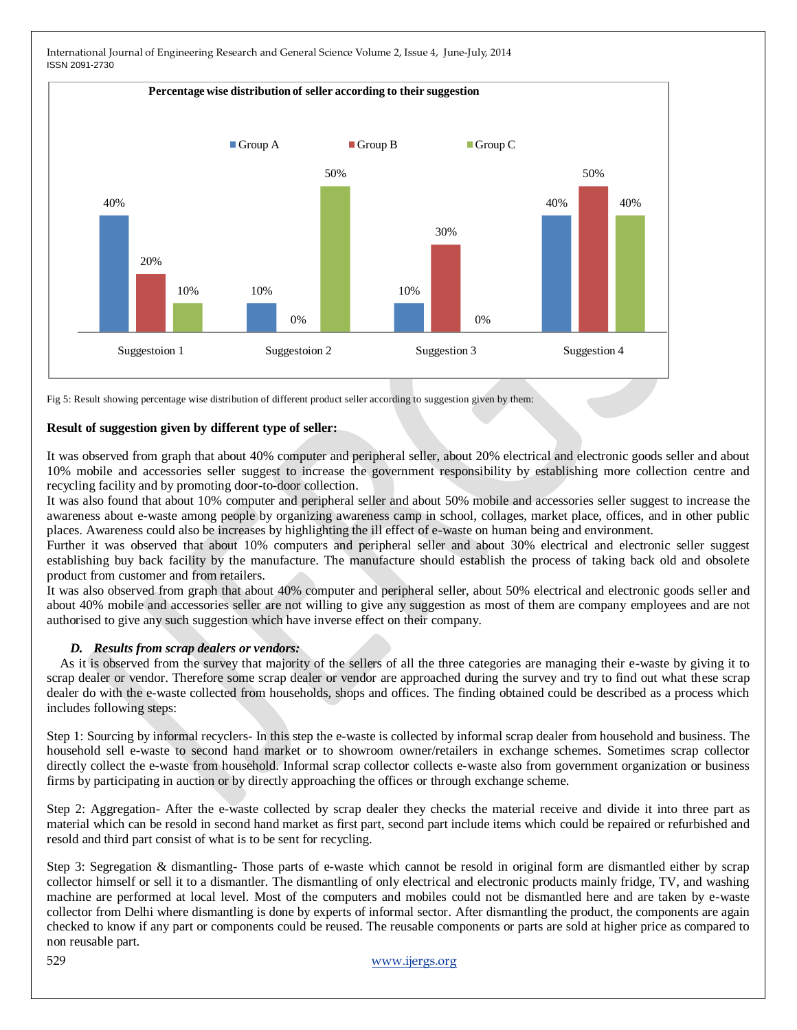**Percentage wise distribution of seller according to their suggestion**

| | Group A | Group B | Group C |
|---|---|---|---|
| Suggestoion 1 | 40% | 20% | 10% |
| Suggestoion 2 | 10% | 0% | 50% |
| Suggestion 3 | 10% | 30% | 0% |
| Suggestion 4 | 40% | 50% | 40% |

Fig 5: Result showing percentage wise distribution of different product seller according to suggestion given by them:

**Result of suggestion given by different type of seller:**

It was observed from graph that about 40% computer and peripheral seller, about 20% electrical and electronic goods seller and about 10% mobile and accessories seller suggest to increase the government responsibility by establishing more collection centre and recycling facility and by promoting door-to-door collection.

It was also found that about 10% computer and peripheral seller and about 50% mobile and accessories seller suggest to increase the awareness about e-waste among people by organizing awareness camp in school, collages, market place, offices, and in other public places. Awareness could also be increases by highlighting the ill effect of e-waste on human being and environment.

Further it was observed that about 10% computers and peripheral seller and about 30% electrical and electronic seller suggest establishing buy back facility by the manufacture. The manufacture should establish the process of taking back old and obsolete product from customer and from retailers.

It was also observed from graph that about 40% computer and peripheral seller, about 50% electrical and electronic goods seller and about 40% mobile and accessories seller are not willing to give any suggestion as most of them are company employees and are not authorised to give any such suggestion which have inverse effect on their company.

### *D. Results from scrap dealers or vendors:*

As it is observed from the survey that majority of the sellers of all the three categories are managing their e-waste by giving it to scrap dealer or vendor. Therefore some scrap dealer or vendor are approached during the survey and try to find out what these scrap dealer do with the e-waste collected from households, shops and offices. The finding obtained could be described as a process which includes following steps:

Step 1: Sourcing by informal recyclers- In this step the e-waste is collected by informal scrap dealer from household and business. The household sell e-waste to second hand market or to showroom owner/retailers in exchange schemes. Sometimes scrap collector directly collect the e-waste from household. Informal scrap collector collects e-waste also from government organization or business firms by participating in auction or by directly approaching the offices or through exchange scheme.

Step 2: Aggregation- After the e-waste collected by scrap dealer they checks the material receive and divide it into three part as material which can be resold in second hand market as first part, second part include items which could be repaired or refurbished and resold and third part consist of what is to be sent for recycling.

Step 3: Segregation & dismantling- Those parts of e-waste which cannot be resold in original form are dismantled either by scrap collector himself or sell it to a dismantler. The dismantling of only electrical and electronic products mainly fridge, TV, and washing machine are performed at local level. Most of the computers and mobiles could not be dismantled here and are taken by e-waste collector from Delhi where dismantling is done by experts of informal sector. After dismantling the product, the components are again checked to know if any part or components could be reused. The reusable components or parts are sold at higher price as compared to non reusable part.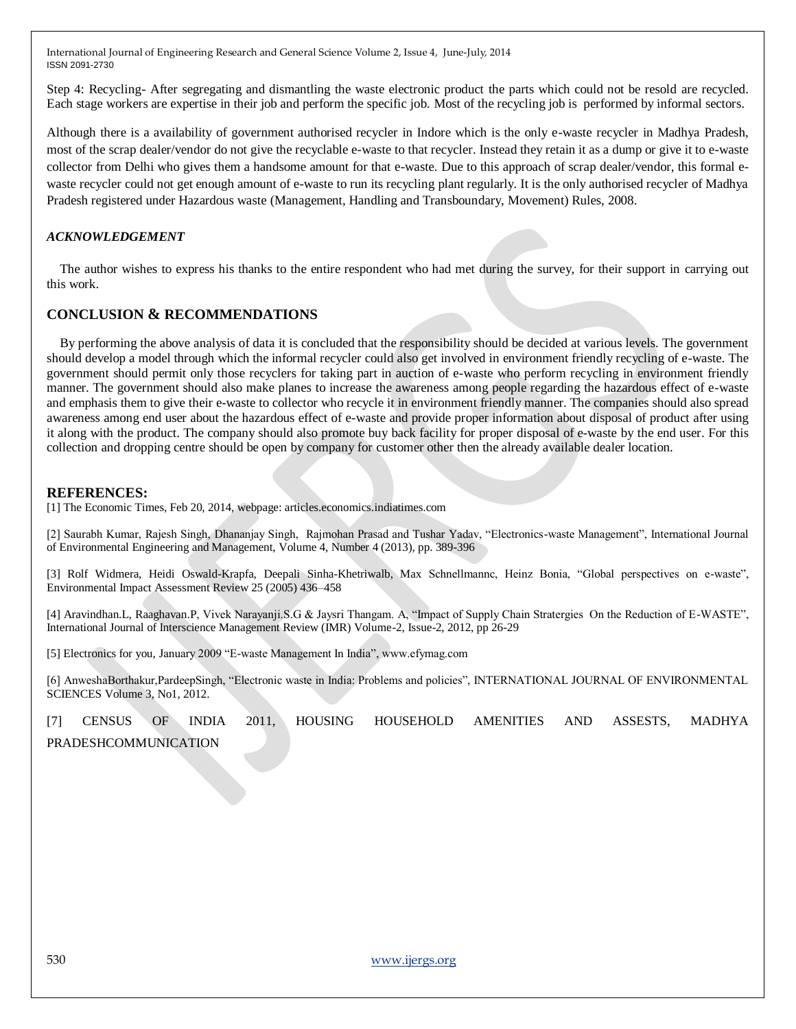Step 4: Recycling- After segregating and dismantling the waste electronic product the parts which could not be resold are recycled. Each stage workers are expertise in their job and perform the specific job. Most of the recycling job is performed by informal sectors.

Although there is a availability of government authorised recycler in Indore which is the only e-waste recycler in Madhya Pradesh, most of the scrap dealer/vendor do not give the recyclable e-waste to that recycler. Instead they retain it as a dump or give it to e-waste collector from Delhi who gives them a handsome amount for that e-waste. Due to this approach of scrap dealer/vendor, this formal e-waste recycler could not get enough amount of e-waste to run its recycling plant regularly. It is the only authorised recycler of Madhya Pradesh registered under Hazardous waste (Management, Handling and Transboundary, Movement) Rules, 2008.

### *ACKNOWLEDGEMENT*

The author wishes to express his thanks to the entire respondent who had met during the survey, for their support in carrying out this work.

## CONCLUSION & RECOMMENDATIONS

By performing the above analysis of data it is concluded that the responsibility should be decided at various levels. The government should develop a model through which the informal recycler could also get involved in environment friendly recycling of e-waste. The government should permit only those recyclers for taking part in auction of e-waste who perform recycling in environment friendly manner. The government should also make planes to increase the awareness among people regarding the hazardous effect of e-waste and emphasis them to give their e-waste to collector who recycle it in environment friendly manner. The companies should also spread awareness among end user about the hazardous effect of e-waste and provide proper information about disposal of product after using it along with the product. The company should also promote buy back facility for proper disposal of e-waste by the end user. For this collection and dropping centre should be open by company for customer other then the already available dealer location.

## REFERENCES:

[1] The Economic Times, Feb 20, 2014, webpage: articles.economics.indiatimes.com

[2] Saurabh Kumar, Rajesh Singh, Dhananjay Singh, Rajmohan Prasad and Tushar Yadav, "Electronics-waste Management", International Journal of Environmental Engineering and Management, Volume 4, Number 4 (2013), pp. 389-396

[3] Rolf Widmera, Heidi Oswald-Krapfa, Deepali Sinha-Khetriwalb, Max Schnellmannc, Heinz Bonia, "Global perspectives on e-waste", Environmental Impact Assessment Review 25 (2005) 436–458

[4] Aravindhan.L, Raaghavan.P, Vivek Narayanji.S.G & Jaysri Thangam. A, "Impact of Supply Chain Stratergies On the Reduction of E-WASTE", International Journal of Interscience Management Review (IMR) Volume-2, Issue-2, 2012, pp 26-29

[5] Electronics for you, January 2009 "E-waste Management In India", www.efymag.com

[6] AnweshaBorthakur,PardeepSingh, "Electronic waste in India: Problems and policies", INTERNATIONAL JOURNAL OF ENVIRONMENTAL SCIENCES Volume 3, No1, 2012.

[7] CENSUS OF INDIA 2011, HOUSING HOUSEHOLD AMENITIES AND ASSESTS, MADHYA PRADESHCOMMUNICATION